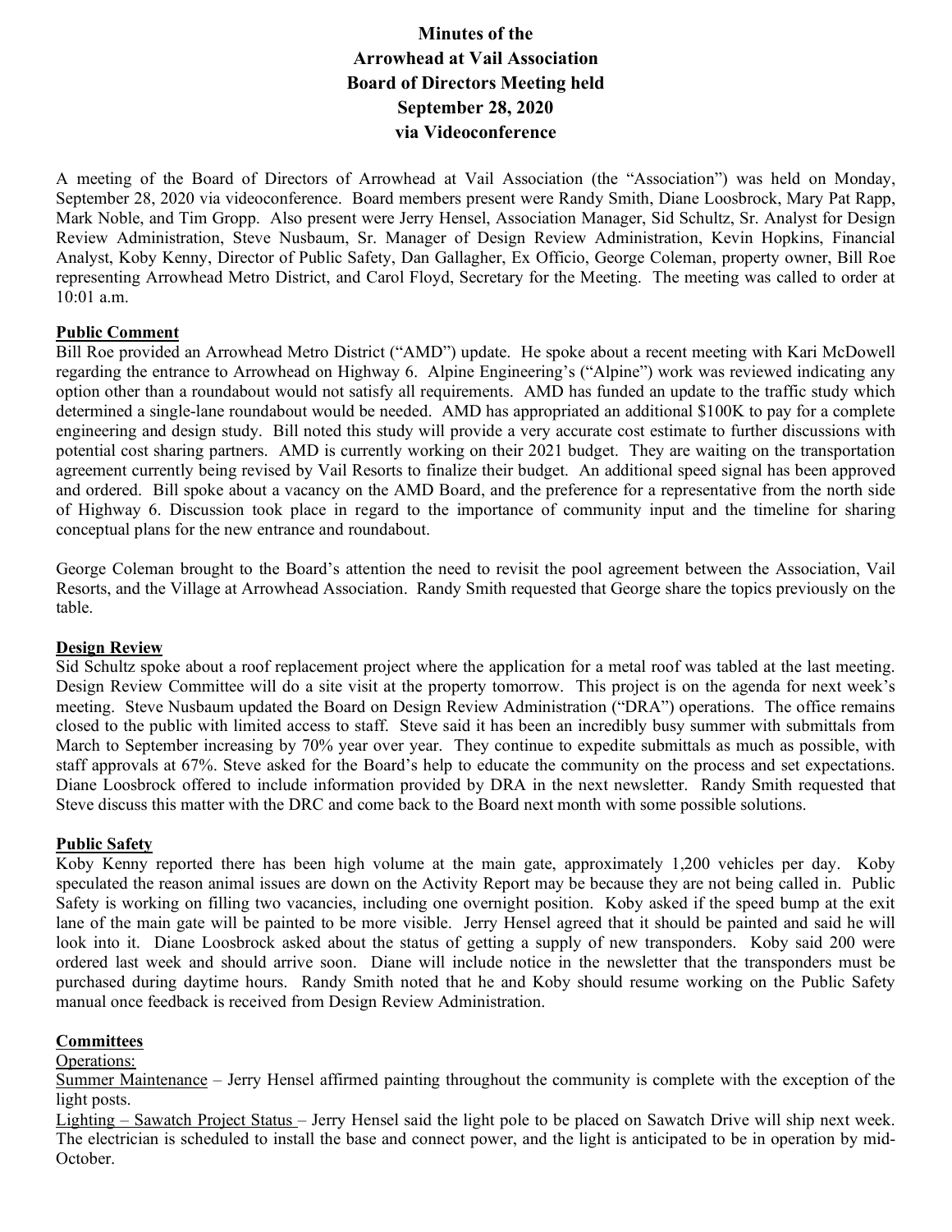# Minutes of the Arrowhead at Vail Association Board of Directors Meeting held September 28, 2020 via Videoconference

A meeting of the Board of Directors of Arrowhead at Vail Association (the "Association") was held on Monday, September 28, 2020 via videoconference. Board members present were Randy Smith, Diane Loosbrock, Mary Pat Rapp, Mark Noble, and Tim Gropp. Also present were Jerry Hensel, Association Manager, Sid Schultz, Sr. Analyst for Design Review Administration, Steve Nusbaum, Sr. Manager of Design Review Administration, Kevin Hopkins, Financial Analyst, Koby Kenny, Director of Public Safety, Dan Gallagher, Ex Officio, George Coleman, property owner, Bill Roe representing Arrowhead Metro District, and Carol Floyd, Secretary for the Meeting. The meeting was called to order at 10:01 a.m.

## Public Comment

Bill Roe provided an Arrowhead Metro District ("AMD") update. He spoke about a recent meeting with Kari McDowell regarding the entrance to Arrowhead on Highway 6. Alpine Engineering's ("Alpine") work was reviewed indicating any option other than a roundabout would not satisfy all requirements. AMD has funded an update to the traffic study which determined a single-lane roundabout would be needed. AMD has appropriated an additional $100K to pay for a complete engineering and design study. Bill noted this study will provide a very accurate cost estimate to further discussions with potential cost sharing partners. AMD is currently working on their 2021 budget. They are waiting on the transportation agreement currently being revised by Vail Resorts to finalize their budget. An additional speed signal has been approved and ordered. Bill spoke about a vacancy on the AMD Board, and the preference for a representative from the north side of Highway 6. Discussion took place in regard to the importance of community input and the timeline for sharing conceptual plans for the new entrance and roundabout.

George Coleman brought to the Board's attention the need to revisit the pool agreement between the Association, Vail Resorts, and the Village at Arrowhead Association. Randy Smith requested that George share the topics previously on the table.

## Design Review

Sid Schultz spoke about a roof replacement project where the application for a metal roof was tabled at the last meeting. Design Review Committee will do a site visit at the property tomorrow. This project is on the agenda for next week's meeting. Steve Nusbaum updated the Board on Design Review Administration ("DRA") operations. The office remains closed to the public with limited access to staff. Steve said it has been an incredibly busy summer with submittals from March to September increasing by 70% year over year. They continue to expedite submittals as much as possible, with staff approvals at 67%. Steve asked for the Board's help to educate the community on the process and set expectations. Diane Loosbrock offered to include information provided by DRA in the next newsletter. Randy Smith requested that Steve discuss this matter with the DRC and come back to the Board next month with some possible solutions.

## Public Safety

Koby Kenny reported there has been high volume at the main gate, approximately 1,200 vehicles per day. Koby speculated the reason animal issues are down on the Activity Report may be because they are not being called in. Public Safety is working on filling two vacancies, including one overnight position. Koby asked if the speed bump at the exit lane of the main gate will be painted to be more visible. Jerry Hensel agreed that it should be painted and said he will look into it. Diane Loosbrock asked about the status of getting a supply of new transponders. Koby said 200 were ordered last week and should arrive soon. Diane will include notice in the newsletter that the transponders must be purchased during daytime hours. Randy Smith noted that he and Koby should resume working on the Public Safety manual once feedback is received from Design Review Administration.

## Committees

Operations:

Summer Maintenance – Jerry Hensel affirmed painting throughout the community is complete with the exception of the light posts.

Lighting – Sawatch Project Status – Jerry Hensel said the light pole to be placed on Sawatch Drive will ship next week. The electrician is scheduled to install the base and connect power, and the light is anticipated to be in operation by mid-October.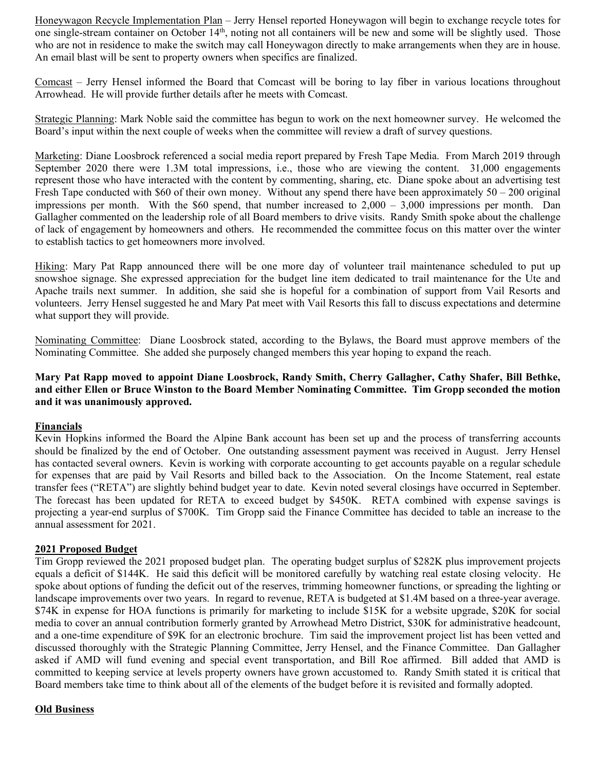Honeywagon Recycle Implementation Plan – Jerry Hensel reported Honeywagon will begin to exchange recycle totes for one single-stream container on October 14th, noting not all containers will be new and some will be slightly used. Those who are not in residence to make the switch may call Honeywagon directly to make arrangements when they are in house. An email blast will be sent to property owners when specifics are finalized.

Comcast – Jerry Hensel informed the Board that Comcast will be boring to lay fiber in various locations throughout Arrowhead. He will provide further details after he meets with Comcast.

Strategic Planning: Mark Noble said the committee has begun to work on the next homeowner survey. He welcomed the Board's input within the next couple of weeks when the committee will review a draft of survey questions.

Marketing: Diane Loosbrock referenced a social media report prepared by Fresh Tape Media. From March 2019 through September 2020 there were 1.3M total impressions, i.e., those who are viewing the content. 31,000 engagements represent those who have interacted with the content by commenting, sharing, etc. Diane spoke about an advertising test Fresh Tape conducted with $60 of their own money. Without any spend there have been approximately 50 – 200 original impressions per month. With the $60 spend, that number increased to 2,000 – 3,000 impressions per month. Dan Gallagher commented on the leadership role of all Board members to drive visits. Randy Smith spoke about the challenge of lack of engagement by homeowners and others. He recommended the committee focus on this matter over the winter to establish tactics to get homeowners more involved.

Hiking: Mary Pat Rapp announced there will be one more day of volunteer trail maintenance scheduled to put up snowshoe signage. She expressed appreciation for the budget line item dedicated to trail maintenance for the Ute and Apache trails next summer. In addition, she said she is hopeful for a combination of support from Vail Resorts and volunteers. Jerry Hensel suggested he and Mary Pat meet with Vail Resorts this fall to discuss expectations and determine what support they will provide.

Nominating Committee: Diane Loosbrock stated, according to the Bylaws, the Board must approve members of the Nominating Committee. She added she purposely changed members this year hoping to expand the reach.

**Mary Pat Rapp moved to appoint Diane Loosbrock, Randy Smith, Cherry Gallagher, Cathy Shafer, Bill Bethke, and either Ellen or Bruce Winston to the Board Member Nominating Committee. Tim Gropp seconded the motion and it was unanimously approved.**

**Financials**

Kevin Hopkins informed the Board the Alpine Bank account has been set up and the process of transferring accounts should be finalized by the end of October. One outstanding assessment payment was received in August. Jerry Hensel has contacted several owners. Kevin is working with corporate accounting to get accounts payable on a regular schedule for expenses that are paid by Vail Resorts and billed back to the Association. On the Income Statement, real estate transfer fees ("RETA") are slightly behind budget year to date. Kevin noted several closings have occurred in September. The forecast has been updated for RETA to exceed budget by $450K. RETA combined with expense savings is projecting a year-end surplus of $700K. Tim Gropp said the Finance Committee has decided to table an increase to the annual assessment for 2021.

**2021 Proposed Budget**

Tim Gropp reviewed the 2021 proposed budget plan. The operating budget surplus of $282K plus improvement projects equals a deficit of $144K. He said this deficit will be monitored carefully by watching real estate closing velocity. He spoke about options of funding the deficit out of the reserves, trimming homeowner functions, or spreading the lighting or landscape improvements over two years. In regard to revenue, RETA is budgeted at $1.4M based on a three-year average. $74K in expense for HOA functions is primarily for marketing to include $15K for a website upgrade, $20K for social media to cover an annual contribution formerly granted by Arrowhead Metro District, $30K for administrative headcount, and a one-time expenditure of $9K for an electronic brochure. Tim said the improvement project list has been vetted and discussed thoroughly with the Strategic Planning Committee, Jerry Hensel, and the Finance Committee. Dan Gallagher asked if AMD will fund evening and special event transportation, and Bill Roe affirmed. Bill added that AMD is committed to keeping service at levels property owners have grown accustomed to. Randy Smith stated it is critical that Board members take time to think about all of the elements of the budget before it is revisited and formally adopted.

**Old Business**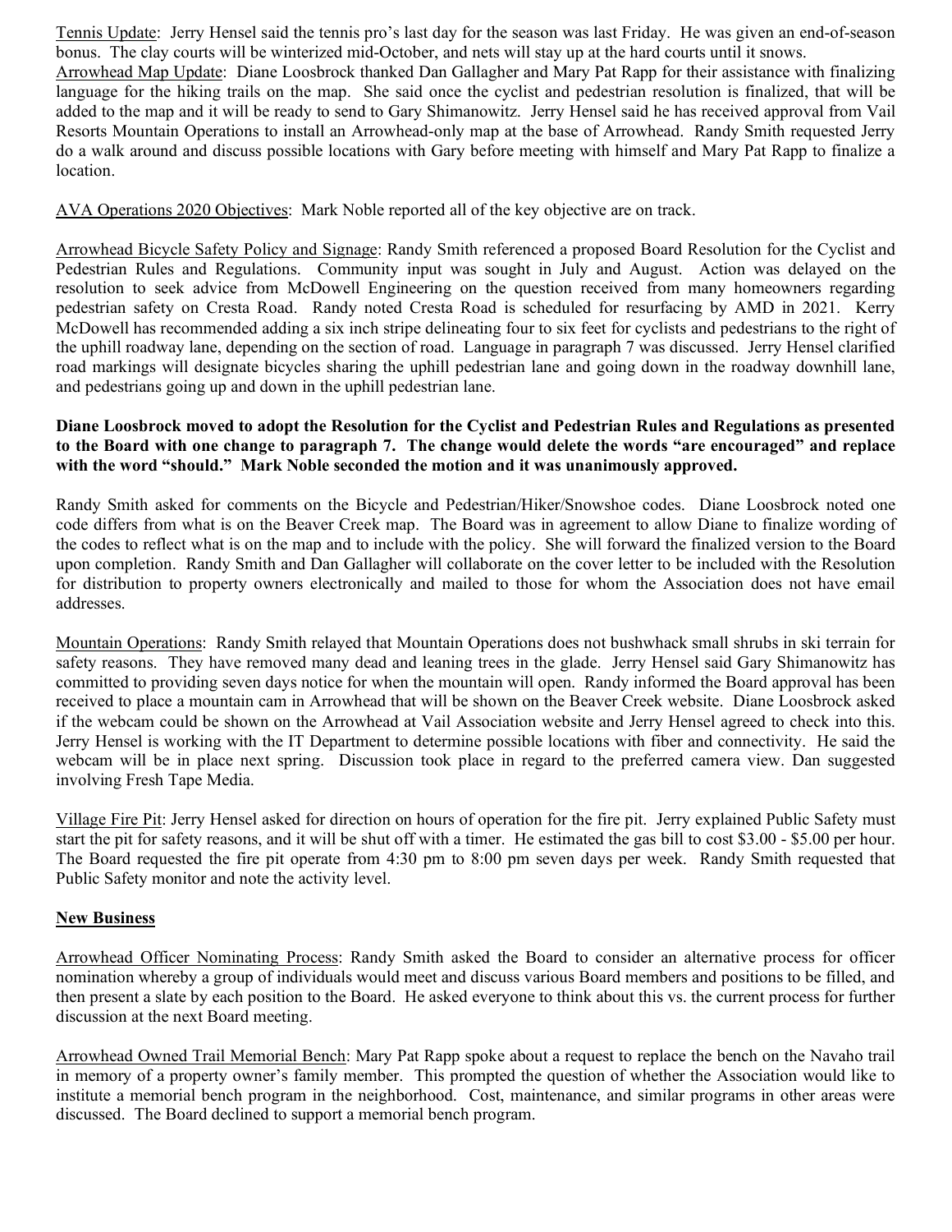Tennis Update: Jerry Hensel said the tennis pro's last day for the season was last Friday. He was given an end-of-season bonus. The clay courts will be winterized mid-October, and nets will stay up at the hard courts until it snows.

Arrowhead Map Update: Diane Loosbrock thanked Dan Gallagher and Mary Pat Rapp for their assistance with finalizing language for the hiking trails on the map. She said once the cyclist and pedestrian resolution is finalized, that will be added to the map and it will be ready to send to Gary Shimanowitz. Jerry Hensel said he has received approval from Vail Resorts Mountain Operations to install an Arrowhead-only map at the base of Arrowhead. Randy Smith requested Jerry do a walk around and discuss possible locations with Gary before meeting with himself and Mary Pat Rapp to finalize a location.

AVA Operations 2020 Objectives: Mark Noble reported all of the key objective are on track.

Arrowhead Bicycle Safety Policy and Signage: Randy Smith referenced a proposed Board Resolution for the Cyclist and Pedestrian Rules and Regulations. Community input was sought in July and August. Action was delayed on the resolution to seek advice from McDowell Engineering on the question received from many homeowners regarding pedestrian safety on Cresta Road. Randy noted Cresta Road is scheduled for resurfacing by AMD in 2021. Kerry McDowell has recommended adding a six inch stripe delineating four to six feet for cyclists and pedestrians to the right of the uphill roadway lane, depending on the section of road. Language in paragraph 7 was discussed. Jerry Hensel clarified road markings will designate bicycles sharing the uphill pedestrian lane and going down in the roadway downhill lane, and pedestrians going up and down in the uphill pedestrian lane.

**Diane Loosbrock moved to adopt the Resolution for the Cyclist and Pedestrian Rules and Regulations as presented to the Board with one change to paragraph 7. The change would delete the words "are encouraged" and replace with the word "should." Mark Noble seconded the motion and it was unanimously approved.**

Randy Smith asked for comments on the Bicycle and Pedestrian/Hiker/Snowshoe codes. Diane Loosbrock noted one code differs from what is on the Beaver Creek map. The Board was in agreement to allow Diane to finalize wording of the codes to reflect what is on the map and to include with the policy. She will forward the finalized version to the Board upon completion. Randy Smith and Dan Gallagher will collaborate on the cover letter to be included with the Resolution for distribution to property owners electronically and mailed to those for whom the Association does not have email addresses.

Mountain Operations: Randy Smith relayed that Mountain Operations does not bushwhack small shrubs in ski terrain for safety reasons. They have removed many dead and leaning trees in the glade. Jerry Hensel said Gary Shimanowitz has committed to providing seven days notice for when the mountain will open. Randy informed the Board approval has been received to place a mountain cam in Arrowhead that will be shown on the Beaver Creek website. Diane Loosbrock asked if the webcam could be shown on the Arrowhead at Vail Association website and Jerry Hensel agreed to check into this. Jerry Hensel is working with the IT Department to determine possible locations with fiber and connectivity. He said the webcam will be in place next spring. Discussion took place in regard to the preferred camera view. Dan suggested involving Fresh Tape Media.

Village Fire Pit: Jerry Hensel asked for direction on hours of operation for the fire pit. Jerry explained Public Safety must start the pit for safety reasons, and it will be shut off with a timer. He estimated the gas bill to cost $3.00 - $5.00 per hour. The Board requested the fire pit operate from 4:30 pm to 8:00 pm seven days per week. Randy Smith requested that Public Safety monitor and note the activity level.

**New Business**

Arrowhead Officer Nominating Process: Randy Smith asked the Board to consider an alternative process for officer nomination whereby a group of individuals would meet and discuss various Board members and positions to be filled, and then present a slate by each position to the Board. He asked everyone to think about this vs. the current process for further discussion at the next Board meeting.

Arrowhead Owned Trail Memorial Bench: Mary Pat Rapp spoke about a request to replace the bench on the Navaho trail in memory of a property owner's family member. This prompted the question of whether the Association would like to institute a memorial bench program in the neighborhood. Cost, maintenance, and similar programs in other areas were discussed. The Board declined to support a memorial bench program.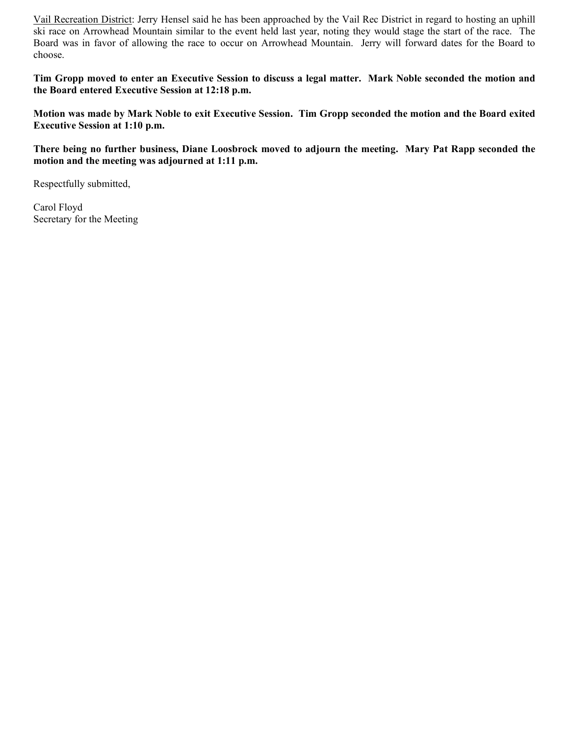Vail Recreation District: Jerry Hensel said he has been approached by the Vail Rec District in regard to hosting an uphill ski race on Arrowhead Mountain similar to the event held last year, noting they would stage the start of the race. The Board was in favor of allowing the race to occur on Arrowhead Mountain. Jerry will forward dates for the Board to choose.

**Tim Gropp moved to enter an Executive Session to discuss a legal matter. Mark Noble seconded the motion and the Board entered Executive Session at 12:18 p.m.**

**Motion was made by Mark Noble to exit Executive Session. Tim Gropp seconded the motion and the Board exited Executive Session at 1:10 p.m.**

**There being no further business, Diane Loosbrock moved to adjourn the meeting. Mary Pat Rapp seconded the motion and the meeting was adjourned at 1:11 p.m.**

Respectfully submitted,

Carol Floyd
Secretary for the Meeting